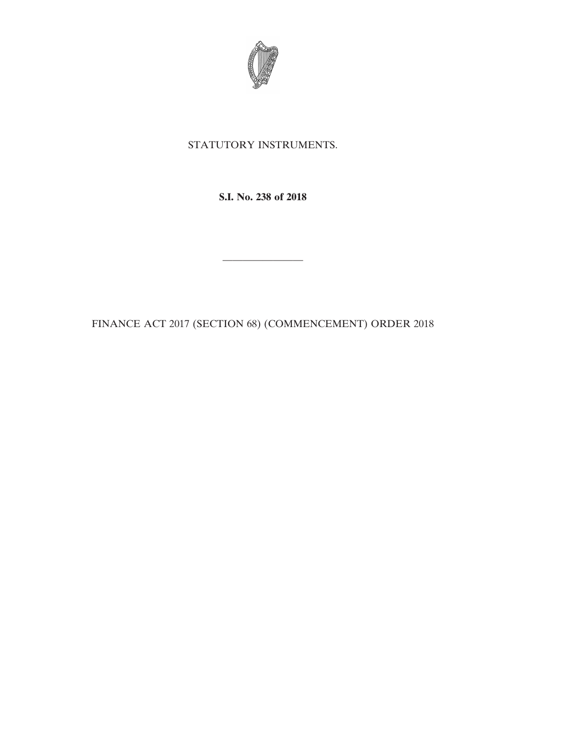STATUTORY INSTRUMENTS.

**S.I. No. 238 of 2018**

---

FINANCE ACT 2017 (SECTION 68) (COMMENCEMENT) ORDER 2018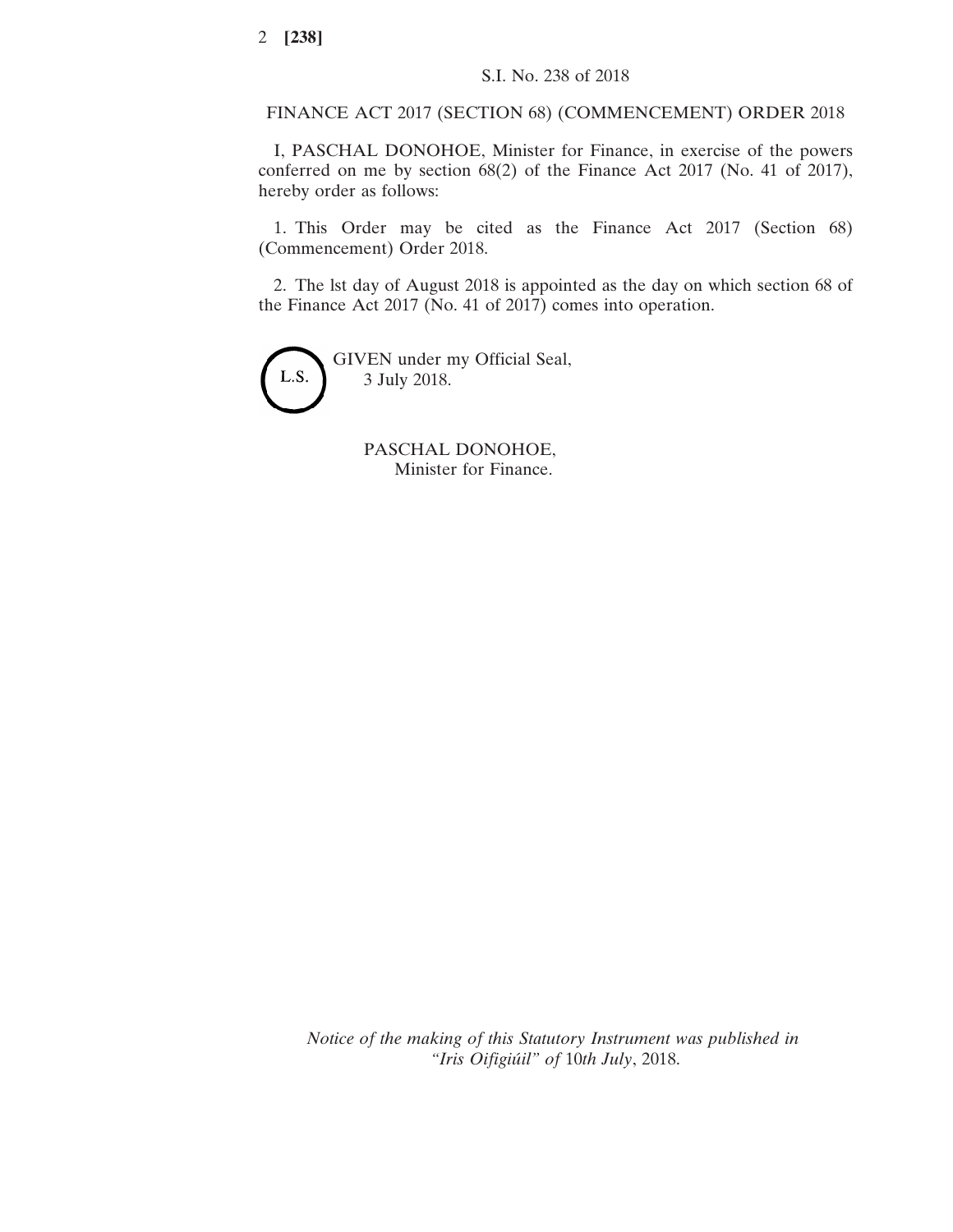S.I. No. 238 of 2018

FINANCE ACT 2017 (SECTION 68) (COMMENCEMENT) ORDER 2018

I, PASCHAL DONOHOE, Minister for Finance, in exercise of the powers conferred on me by section 68(2) of the Finance Act 2017 (No. 41 of 2017), hereby order as follows:

1. This Order may be cited as the Finance Act 2017 (Section 68) (Commencement) Order 2018.

2. The lst day of August 2018 is appointed as the day on which section 68 of the Finance Act 2017 (No. 41 of 2017) comes into operation.

L.S.

GIVEN under my Official Seal,
3 July 2018.

PASCHAL DONOHOE,
Minister for Finance.

*Notice of the making of this Statutory Instrument was published in "Iris Oifigiúil" of* 10*th July*, 2018.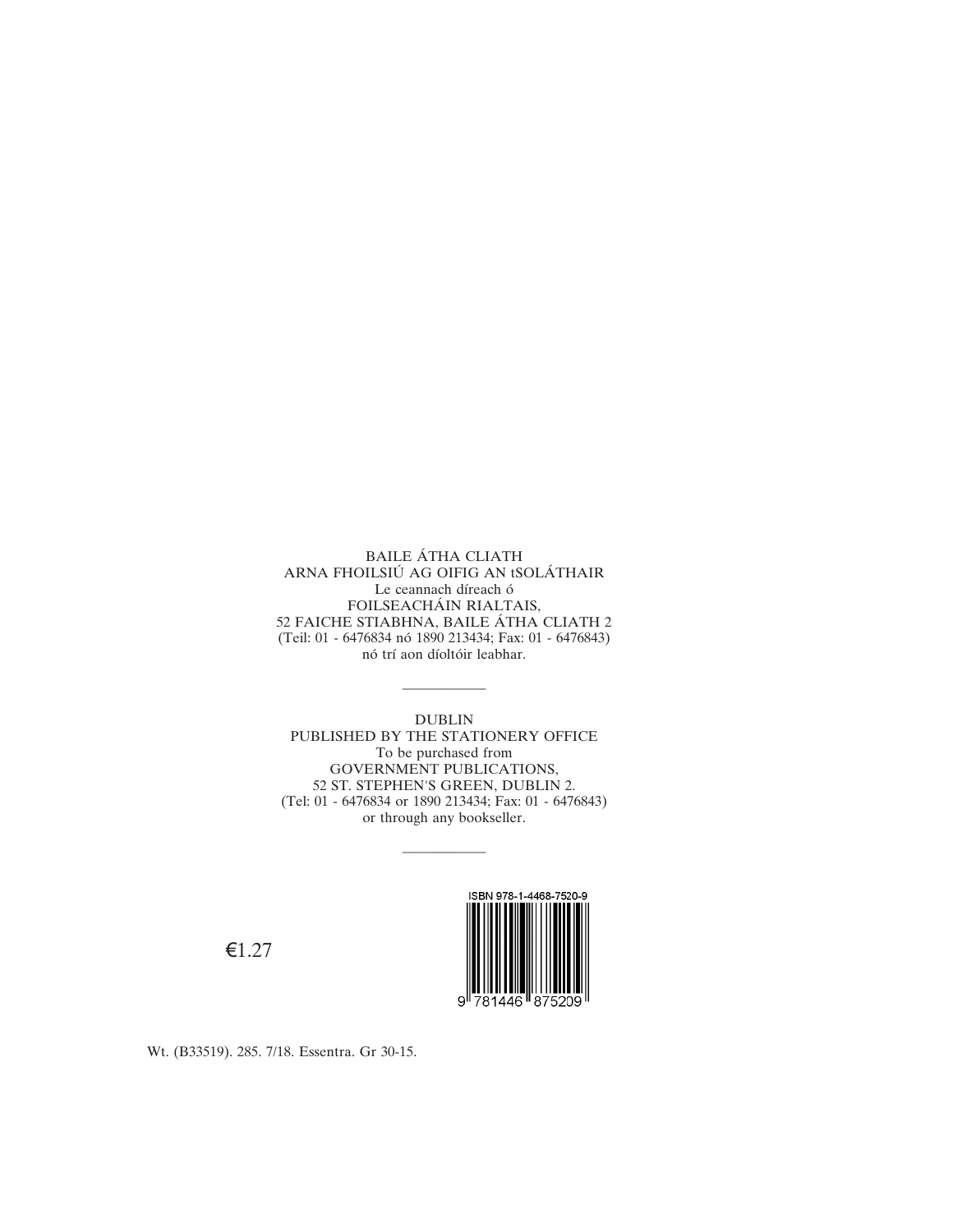BAILE ÁTHA CLIATH
ARNA FHOILSIÚ AG OIFIG AN tSOLÁTHAIR
Le ceannach díreach ó
FOILSEACHÁIN RIALTAIS,
52 FAICHE STIABHNA, BAILE ÁTHA CLIATH 2
(Teil: 01 - 6476834 nó 1890 213434; Fax: 01 - 6476843)
nó trí aon díoltóir leabhar.

---

DUBLIN
PUBLISHED BY THE STATIONERY OFFICE
To be purchased from
GOVERNMENT PUBLICATIONS,
52 ST. STEPHEN'S GREEN, DUBLIN 2.
(Tel: 01 - 6476834 or 1890 213434; Fax: 01 - 6476843)
or through any bookseller.

---

ISBN 978-1-4468-7520-9

9 781446 875209

€1.27

Wt. (B33519). 285. 7/18. Essentra. Gr 30-15.